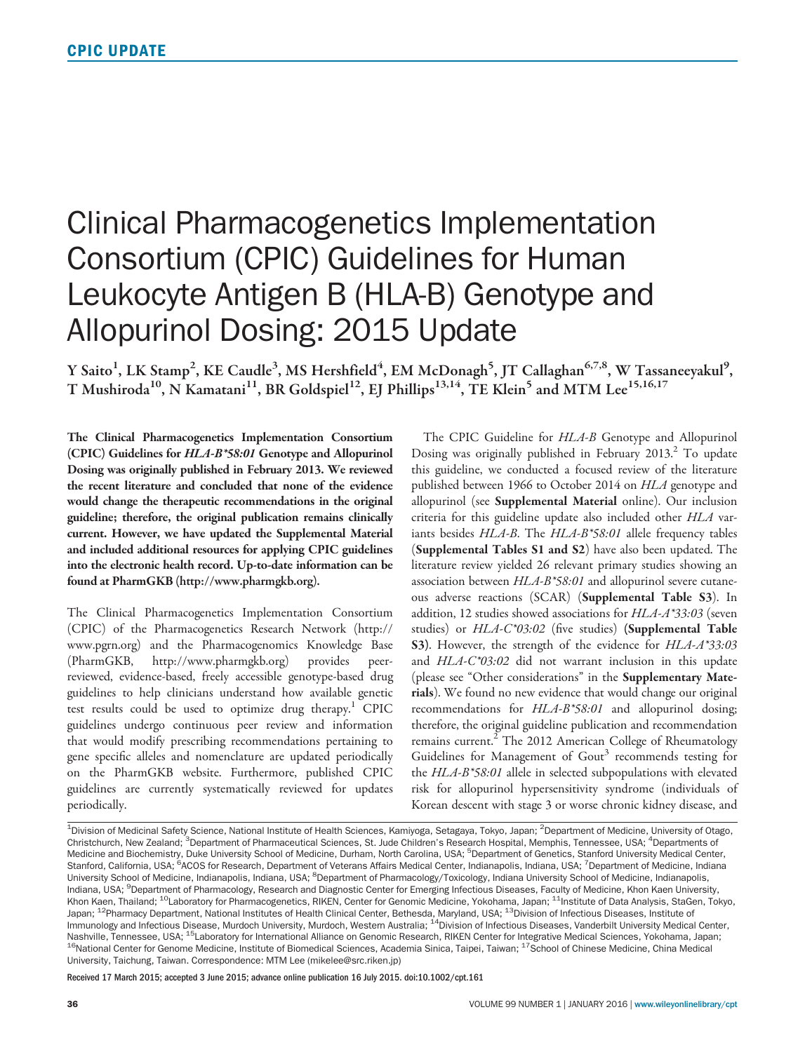CPIC UPDATE

# Clinical Pharmacogenetics Implementation Consortium (CPIC) Guidelines for Human Leukocyte Antigen B (HLA-B) Genotype and Allopurinol Dosing: 2015 Update

Y Saito[1], LK Stamp[2], KE Caudle[3], MS Hershfield[4], EM McDonagh[5], JT Callaghan[6,7,8], W Tassaneeyakul[9], T Mushiroda[10], N Kamatani[11], BR Goldspiel[12], EJ Phillips[13,14], TE Klein[5] and MTM Lee[15,16,17]

**The Clinical Pharmacogenetics Implementation Consortium (CPIC) Guidelines for *HLA-B\*58:01* Genotype and Allopurinol Dosing was originally published in February 2013. We reviewed the recent literature and concluded that none of the evidence would change the therapeutic recommendations in the original guideline; therefore, the original publication remains clinically current. However, we have updated the Supplemental Material and included additional resources for applying CPIC guidelines into the electronic health record. Up-to-date information can be found at PharmGKB (http://www.pharmgkb.org).**

The Clinical Pharmacogenetics Implementation Consortium (CPIC) of the Pharmacogenetics Research Network (http://www.pgrn.org) and the Pharmacogenomics Knowledge Base (PharmGKB, http://www.pharmgkb.org) provides peer-reviewed, evidence-based, freely accessible genotype-based drug guidelines to help clinicians understand how available genetic test results could be used to optimize drug therapy.[1] CPIC guidelines undergo continuous peer review and information that would modify prescribing recommendations pertaining to gene specific alleles and nomenclature are updated periodically on the PharmGKB website. Furthermore, published CPIC guidelines are currently systematically reviewed for updates periodically.

The CPIC Guideline for *HLA-B* Genotype and Allopurinol Dosing was originally published in February 2013.[2] To update this guideline, we conducted a focused review of the literature published between 1966 to October 2014 on *HLA* genotype and allopurinol (see **Supplemental Material** online). Our inclusion criteria for this guideline update also included other *HLA* variants besides *HLA-B*. The *HLA-B\*58:01* allele frequency tables (**Supplemental Tables S1 and S2**) have also been updated. The literature review yielded 26 relevant primary studies showing an association between *HLA-B\*58:01* and allopurinol severe cutaneous adverse reactions (SCAR) (**Supplemental Table S3**). In addition, 12 studies showed associations for *HLA-A\*33:03* (seven studies) or *HLA-C\*03:02* (five studies) (**Supplemental Table S3**). However, the strength of the evidence for *HLA-A\*33:03* and *HLA-C\*03:02* did not warrant inclusion in this update (please see "Other considerations" in the **Supplementary Materials**). We found no new evidence that would change our original recommendations for *HLA-B\*58:01* and allopurinol dosing; therefore, the original guideline publication and recommendation remains current.[2] The 2012 American College of Rheumatology Guidelines for Management of Gout[3] recommends testing for the *HLA-B\*58:01* allele in selected subpopulations with elevated risk for allopurinol hypersensitivity syndrome (individuals of Korean descent with stage 3 or worse chronic kidney disease, and

[1]Division of Medicinal Safety Science, National Institute of Health Sciences, Kamiyoga, Setagaya, Tokyo, Japan; [2]Department of Medicine, University of Otago, Christchurch, New Zealand; [3]Department of Pharmaceutical Sciences, St. Jude Children's Research Hospital, Memphis, Tennessee, USA; [4]Departments of Medicine and Biochemistry, Duke University School of Medicine, Durham, North Carolina, USA; [5]Department of Genetics, Stanford University Medical Center, Stanford, California, USA; [6]ACOS for Research, Department of Veterans Affairs Medical Center, Indianapolis, Indiana, USA; [7]Department of Medicine, Indiana University School of Medicine, Indianapolis, Indiana, USA; [8]Department of Pharmacology/Toxicology, Indiana University School of Medicine, Indianapolis, Indiana, USA; [9]Department of Pharmacology, Research and Diagnostic Center for Emerging Infectious Diseases, Faculty of Medicine, Khon Kaen University, Khon Kaen, Thailand; [10]Laboratory for Pharmacogenetics, RIKEN, Center for Genomic Medicine, Yokohama, Japan; [11]Institute of Data Analysis, StaGen, Tokyo, Japan; [12]Pharmacy Department, National Institutes of Health Clinical Center, Bethesda, Maryland, USA; [13]Division of Infectious Diseases, Institute of Immunology and Infectious Disease, Murdoch University, Murdoch, Western Australia; [14]Division of Infectious Diseases, Vanderbilt University Medical Center, Nashville, Tennessee, USA; [15]Laboratory for International Alliance on Genomic Research, RIKEN Center for Integrative Medical Sciences, Yokohama, Japan; [16]National Center for Genome Medicine, Institute of Biomedical Sciences, Academia Sinica, Taipei, Taiwan; [17]School of Chinese Medicine, China Medical University, Taichung, Taiwan. Correspondence: MTM Lee (mikelee@src.riken.jp)

Received 17 March 2015; accepted 3 June 2015; advance online publication 16 July 2015. doi:10.1002/cpt.161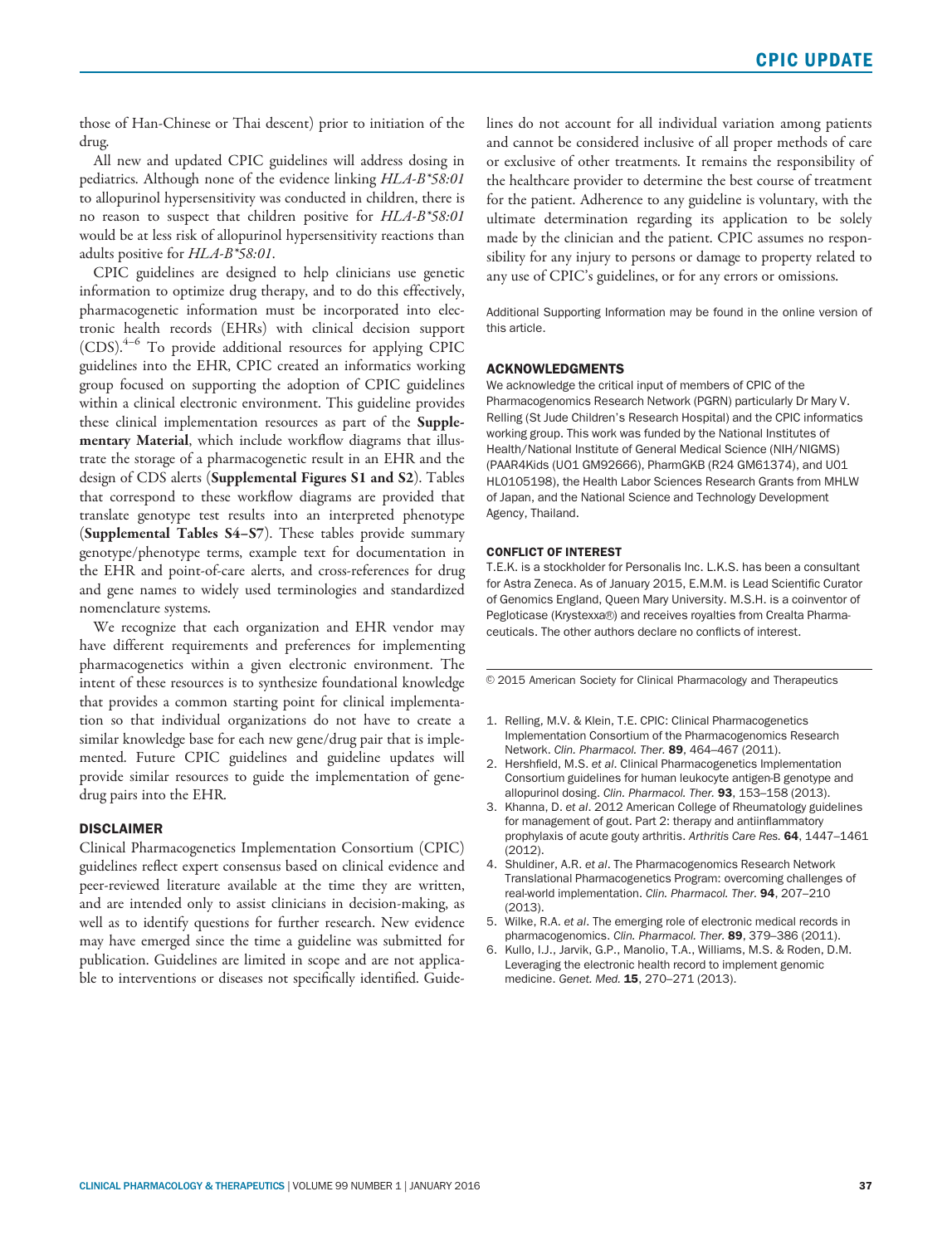those of Han-Chinese or Thai descent) prior to initiation of the drug.

All new and updated CPIC guidelines will address dosing in pediatrics. Although none of the evidence linking *HLA-B*58:01* to allopurinol hypersensitivity was conducted in children, there is no reason to suspect that children positive for *HLA-B*58:01* would be at less risk of allopurinol hypersensitivity reactions than adults positive for *HLA-B*58:01*.

CPIC guidelines are designed to help clinicians use genetic information to optimize drug therapy, and to do this effectively, pharmacogenetic information must be incorporated into electronic health records (EHRs) with clinical decision support (CDS).[4–6] To provide additional resources for applying CPIC guidelines into the EHR, CPIC created an informatics working group focused on supporting the adoption of CPIC guidelines within a clinical electronic environment. This guideline provides these clinical implementation resources as part of the **Supplementary Material**, which include workflow diagrams that illustrate the storage of a pharmacogenetic result in an EHR and the design of CDS alerts (**Supplemental Figures S1 and S2**). Tables that correspond to these workflow diagrams are provided that translate genotype test results into an interpreted phenotype (**Supplemental Tables S4–S7**). These tables provide summary genotype/phenotype terms, example text for documentation in the EHR and point-of-care alerts, and cross-references for drug and gene names to widely used terminologies and standardized nomenclature systems.

We recognize that each organization and EHR vendor may have different requirements and preferences for implementing pharmacogenetics within a given electronic environment. The intent of these resources is to synthesize foundational knowledge that provides a common starting point for clinical implementation so that individual organizations do not have to create a similar knowledge base for each new gene/drug pair that is implemented. Future CPIC guidelines and guideline updates will provide similar resources to guide the implementation of gene-drug pairs into the EHR.

## DISCLAIMER

Clinical Pharmacogenetics Implementation Consortium (CPIC) guidelines reflect expert consensus based on clinical evidence and peer-reviewed literature available at the time they are written, and are intended only to assist clinicians in decision-making, as well as to identify questions for further research. New evidence may have emerged since the time a guideline was submitted for publication. Guidelines are limited in scope and are not applicable to interventions or diseases not specifically identified. Guidelines do not account for all individual variation among patients and cannot be considered inclusive of all proper methods of care or exclusive of other treatments. It remains the responsibility of the healthcare provider to determine the best course of treatment for the patient. Adherence to any guideline is voluntary, with the ultimate determination regarding its application to be solely made by the clinician and the patient. CPIC assumes no responsibility for any injury to persons or damage to property related to any use of CPIC's guidelines, or for any errors or omissions.

Additional Supporting Information may be found in the online version of this article.

## ACKNOWLEDGMENTS

We acknowledge the critical input of members of CPIC of the Pharmacogenomics Research Network (PGRN) particularly Dr Mary V. Relling (St Jude Children's Research Hospital) and the CPIC informatics working group. This work was funded by the National Institutes of Health/National Institute of General Medical Science (NIH/NIGMS) (PAAR4Kids (UO1 GM92666), PharmGKB (R24 GM61374), and U01 HL0105198), the Health Labor Sciences Research Grants from MHLW of Japan, and the National Science and Technology Development Agency, Thailand.

## CONFLICT OF INTEREST

T.E.K. is a stockholder for Personalis Inc. L.K.S. has been a consultant for Astra Zeneca. As of January 2015, E.M.M. is Lead Scientific Curator of Genomics England, Queen Mary University. M.S.H. is a coinventor of Pegloticase (Krystexxa®) and receives royalties from Crealta Pharmaceuticals. The other authors declare no conflicts of interest.

© 2015 American Society for Clinical Pharmacology and Therapeutics

1. Relling, M.V. & Klein, T.E. CPIC: Clinical Pharmacogenetics Implementation Consortium of the Pharmacogenomics Research Network. *Clin. Pharmacol. Ther.* **89**, 464–467 (2011).
2. Hershfield, M.S. *et al*. Clinical Pharmacogenetics Implementation Consortium guidelines for human leukocyte antigen-B genotype and allopurinol dosing. *Clin. Pharmacol. Ther.* **93**, 153–158 (2013).
3. Khanna, D. *et al*. 2012 American College of Rheumatology guidelines for management of gout. Part 2: therapy and antiinflammatory prophylaxis of acute gouty arthritis. *Arthritis Care Res.* **64**, 1447–1461 (2012).
4. Shuldiner, A.R. *et al*. The Pharmacogenomics Research Network Translational Pharmacogenetics Program: overcoming challenges of real-world implementation. *Clin. Pharmacol. Ther.* **94**, 207–210 (2013).
5. Wilke, R.A. *et al*. The emerging role of electronic medical records in pharmacogenomics. *Clin. Pharmacol. Ther.* **89**, 379–386 (2011).
6. Kullo, I.J., Jarvik, G.P., Manolio, T.A., Williams, M.S. & Roden, D.M. Leveraging the electronic health record to implement genomic medicine. *Genet. Med.* **15**, 270–271 (2013).